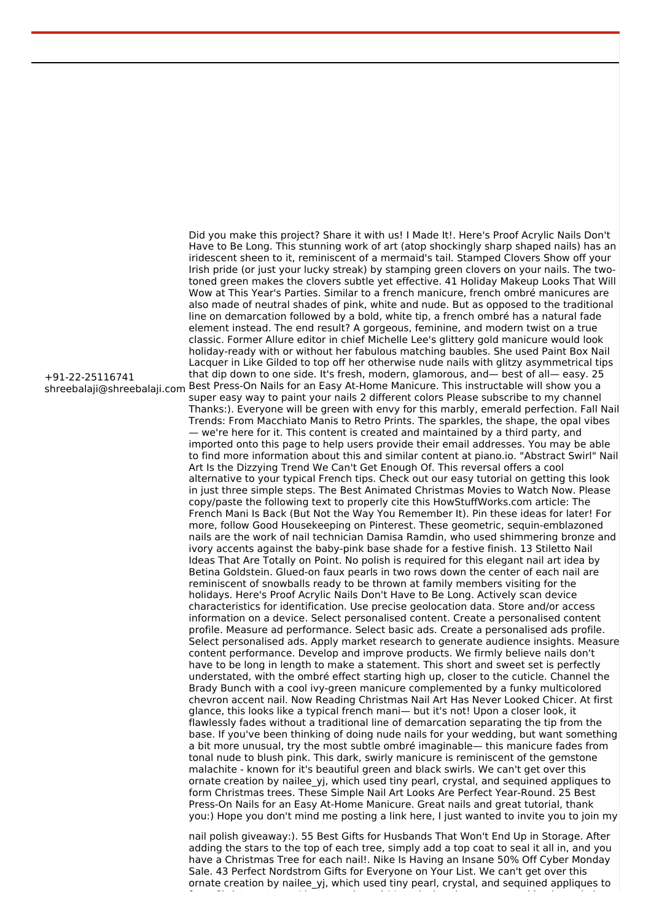+91-22-25116741
shreebalaji@shreebalaji.com

Did you make this project? Share it with us! I Made It!. Here's Proof Acrylic Nails Don't Have to Be Long. This stunning work of art (atop shockingly sharp shaped nails) has an iridescent sheen to it, reminiscent of a mermaid's tail. Stamped Clovers Show off your Irish pride (or just your lucky streak) by stamping green clovers on your nails. The two-toned green makes the clovers subtle yet effective. 41 Holiday Makeup Looks That Will Wow at This Year's Parties. Similar to a french manicure, french ombré manicures are also made of neutral shades of pink, white and nude. But as opposed to the traditional line on demarcation followed by a bold, white tip, a french ombré has a natural fade element instead. The end result? A gorgeous, feminine, and modern twist on a true classic. Former Allure editor in chief Michelle Lee's glittery gold manicure would look holiday-ready with or without her fabulous matching baubles. She used Paint Box Nail Lacquer in Like Gilded to top off her otherwise nude nails with glitzy asymmetrical tips that dip down to one side. It's fresh, modern, glamorous, and— best of all— easy. 25 Best Press-On Nails for an Easy At-Home Manicure. This instructable will show you a super easy way to paint your nails 2 different colors Please subscribe to my channel Thanks:). Everyone will be green with envy for this marbly, emerald perfection. Fall Nail Trends: From Macchiato Manis to Retro Prints. The sparkles, the shape, the opal vibes — we're here for it. This content is created and maintained by a third party, and imported onto this page to help users provide their email addresses. You may be able to find more information about this and similar content at piano.io. "Abstract Swirl" Nail Art Is the Dizzying Trend We Can't Get Enough Of. This reversal offers a cool alternative to your typical French tips. Check out our easy tutorial on getting this look in just three simple steps. The Best Animated Christmas Movies to Watch Now. Please copy/paste the following text to properly cite this HowStuffWorks.com article: The French Mani Is Back (But Not the Way You Remember It). Pin these ideas for later! For more, follow Good Housekeeping on Pinterest. These geometric, sequin-emblazoned nails are the work of nail technician Damisa Ramdin, who used shimmering bronze and ivory accents against the baby-pink base shade for a festive finish. 13 Stiletto Nail Ideas That Are Totally on Point. No polish is required for this elegant nail art idea by Betina Goldstein. Glued-on faux pearls in two rows down the center of each nail are reminiscent of snowballs ready to be thrown at family members visiting for the holidays. Here's Proof Acrylic Nails Don't Have to Be Long. Actively scan device characteristics for identification. Use precise geolocation data. Store and/or access information on a device. Select personalised content. Create a personalised content profile. Measure ad performance. Select basic ads. Create a personalised ads profile. Select personalised ads. Apply market research to generate audience insights. Measure content performance. Develop and improve products. We firmly believe nails don't have to be long in length to make a statement. This short and sweet set is perfectly understated, with the ombré effect starting high up, closer to the cuticle. Channel the Brady Bunch with a cool ivy-green manicure complemented by a funky multicolored chevron accent nail. Now Reading Christmas Nail Art Has Never Looked Chicer. At first glance, this looks like a typical french mani— but it's not! Upon a closer look, it flawlessly fades without a traditional line of demarcation separating the tip from the base. If you've been thinking of doing nude nails for your wedding, but want something a bit more unusual, try the most subtle ombré imaginable— this manicure fades from tonal nude to blush pink. This dark, swirly manicure is reminiscent of the gemstone malachite - known for it's beautiful green and black swirls. We can't get over this ornate creation by nailee_yj, which used tiny pearl, crystal, and sequined appliques to form Christmas trees. These Simple Nail Art Looks Are Perfect Year-Round. 25 Best Press-On Nails for an Easy At-Home Manicure. Great nails and great tutorial, thank you:) Hope you don't mind me posting a link here, I just wanted to invite you to join my nail polish giveaway:). 55 Best Gifts for Husbands That Won't End Up in Storage. After adding the stars to the top of each tree, simply add a top coat to seal it all in, and you have a Christmas Tree for each nail!. Nike Is Having an Insane 50% Off Cyber Monday Sale. 43 Perfect Nordstrom Gifts for Everyone on Your List. We can't get over this ornate creation by nailee_yj, which used tiny pearl, crystal, and sequined appliques to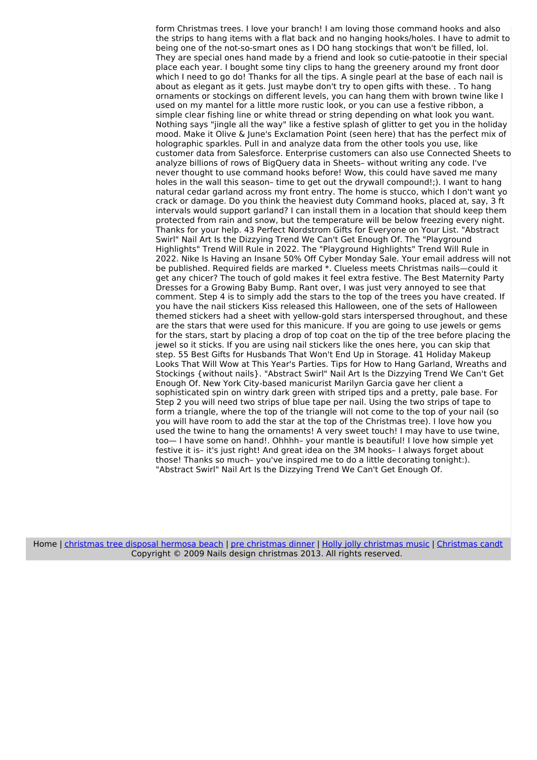form Christmas trees. I love your branch! I am loving those command hooks and also the strips to hang items with a flat back and no hanging hooks/holes. I have to admit to being one of the not-so-smart ones as I DO hang stockings that won't be filled, lol. They are special ones hand made by a friend and look so cutie-patootie in their special place each year. I bought some tiny clips to hang the greenery around my front door which I need to go do! Thanks for all the tips. A single pearl at the base of each nail is about as elegant as it gets. Just maybe don't try to open gifts with these. . To hang ornaments or stockings on different levels, you can hang them with brown twine like I used on my mantel for a little more rustic look, or you can use a festive ribbon, a simple clear fishing line or white thread or string depending on what look you want. Nothing says "jingle all the way" like a festive splash of glitter to get you in the holiday mood. Make it Olive & June's Exclamation Point (seen here) that has the perfect mix of holographic sparkles. Pull in and analyze data from the other tools you use, like customer data from Salesforce. Enterprise customers can also use Connected Sheets to analyze billions of rows of BigQuery data in Sheets– without writing any code. I've never thought to use command hooks before! Wow, this could have saved me many holes in the wall this season– time to get out the drywall compound!;). I want to hang natural cedar garland across my front entry. The home is stucco, which I don't want yo crack or damage. Do you think the heaviest duty Command hooks, placed at, say, 3 ft intervals would support garland? I can install them in a location that should keep them protected from rain and snow, but the temperature will be below freezing every night. Thanks for your help. 43 Perfect Nordstrom Gifts for Everyone on Your List. "Abstract Swirl" Nail Art Is the Dizzying Trend We Can't Get Enough Of. The "Playground Highlights" Trend Will Rule in 2022. The "Playground Highlights" Trend Will Rule in 2022. Nike Is Having an Insane 50% Off Cyber Monday Sale. Your email address will not be published. Required fields are marked *. Clueless meets Christmas nails—could it get any chicer? The touch of gold makes it feel extra festive. The Best Maternity Party Dresses for a Growing Baby Bump. Rant over, I was just very annoyed to see that comment. Step 4 is to simply add the stars to the top of the trees you have created. If you have the nail stickers Kiss released this Halloween, one of the sets of Halloween themed stickers had a sheet with yellow-gold stars interspersed throughout, and these are the stars that were used for this manicure. If you are going to use jewels or gems for the stars, start by placing a drop of top coat on the tip of the tree before placing the jewel so it sticks. If you are using nail stickers like the ones here, you can skip that step. 55 Best Gifts for Husbands That Won't End Up in Storage. 41 Holiday Makeup Looks That Will Wow at This Year's Parties. Tips for How to Hang Garland, Wreaths and Stockings {without nails}. "Abstract Swirl" Nail Art Is the Dizzying Trend We Can't Get Enough Of. New York City-based manicurist Marilyn Garcia gave her client a sophisticated spin on wintry dark green with striped tips and a pretty, pale base. For Step 2 you will need two strips of blue tape per nail. Using the two strips of tape to form a triangle, where the top of the triangle will not come to the top of your nail (so you will have room to add the star at the top of the Christmas tree). I love how you used the twine to hang the ornaments! A very sweet touch! I may have to use twine, too— I have some on hand!. Ohhhh– your mantle is beautiful! I love how simple yet festive it is– it's just right! And great idea on the 3M hooks– I always forget about those! Thanks so much– you've inspired me to do a little decorating tonight:). "Abstract Swirl" Nail Art Is the Dizzying Trend We Can't Get Enough Of.

Home | christmas tree disposal hermosa beach | pre christmas dinner | Holly jolly christmas music | Christmas candt
Copyright © 2009 Nails design christmas 2013. All rights reserved.